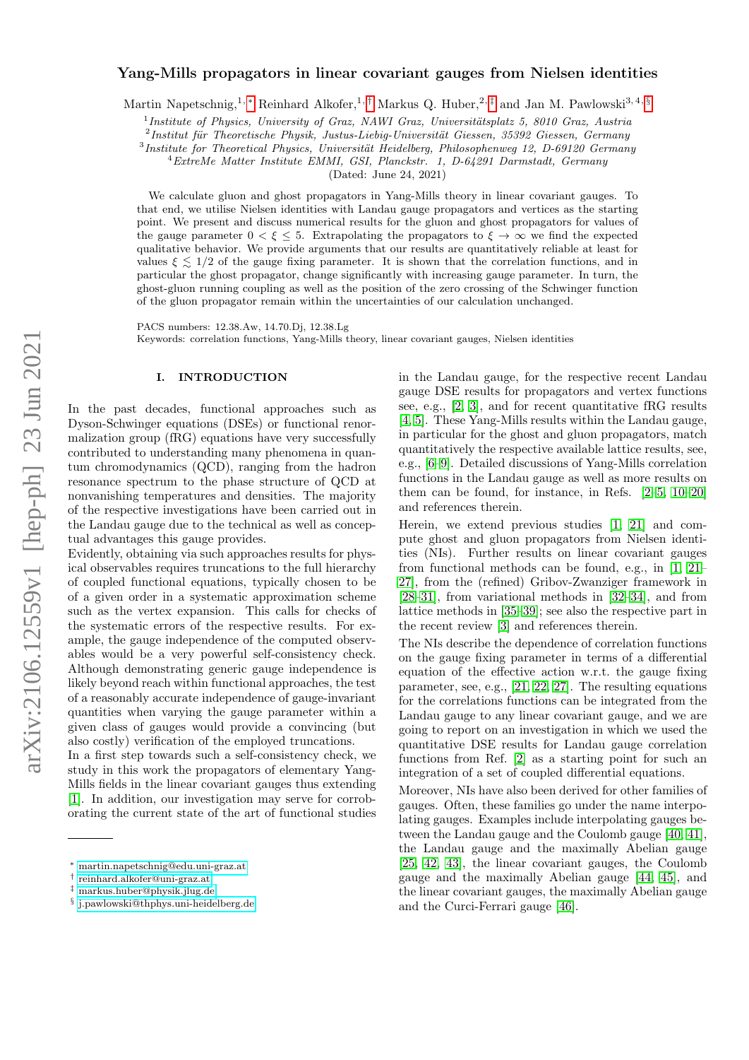# Yang-Mills propagators in linear covariant gauges from Nielsen identities

Martin Napetschnig,[1,*] Reinhard Alkofer,[1,†] Markus Q. Huber,[2,‡] and Jan M. Pawlowski[3,4,§]

[1] *Institute of Physics, University of Graz, NAWI Graz, Universitätsplatz 5, 8010 Graz, Austria*
[2] *Institut für Theoretische Physik, Justus-Liebig-Universität Giessen, 35392 Giessen, Germany*
[3] *Institute for Theoretical Physics, Universität Heidelberg, Philosophenweg 12, D-69120 Germany*
[4] *ExtreMe Matter Institute EMMI, GSI, Planckstr. 1, D-64291 Darmstadt, Germany*

(Dated: June 24, 2021)

We calculate gluon and ghost propagators in Yang-Mills theory in linear covariant gauges. To that end, we utilise Nielsen identities with Landau gauge propagators and vertices as the starting point. We present and discuss numerical results for the gluon and ghost propagators for values of the gauge parameter $0 < \xi \leq 5$. Extrapolating the propagators to $\xi \to \infty$ we find the expected qualitative behavior. We provide arguments that our results are quantitatively reliable at least for values $\xi \lesssim 1/2$ of the gauge fixing parameter. It is shown that the correlation functions, and in particular the ghost propagator, change significantly with increasing gauge parameter. In turn, the ghost-gluon running coupling as well as the position of the zero crossing of the Schwinger function of the gluon propagator remain within the uncertainties of our calculation unchanged.

PACS numbers: 12.38.Aw, 14.70.Dj, 12.38.Lg
Keywords: correlation functions, Yang-Mills theory, linear covariant gauges, Nielsen identities

## I. INTRODUCTION

In the past decades, functional approaches such as Dyson-Schwinger equations (DSEs) or functional renormalization group (fRG) equations have very successfully contributed to understanding many phenomena in quantum chromodynamics (QCD), ranging from the hadron resonance spectrum to the phase structure of QCD at nonvanishing temperatures and densities. The majority of the respective investigations have been carried out in the Landau gauge due to the technical as well as conceptual advantages this gauge provides.

Evidently, obtaining via such approaches results for physical observables requires truncations to the full hierarchy of coupled functional equations, typically chosen to be of a given order in a systematic approximation scheme such as the vertex expansion. This calls for checks of the systematic errors of the respective results. For example, the gauge independence of the computed observables would be a very powerful self-consistency check. Although demonstrating generic gauge independence is likely beyond reach within functional approaches, the test of a reasonably accurate independence of gauge-invariant quantities when varying the gauge parameter within a given class of gauges would provide a convincing (but also costly) verification of the employed truncations.

In a first step towards such a self-consistency check, we study in this work the propagators of elementary Yang-Mills fields in the linear covariant gauges thus extending [1]. In addition, our investigation may serve for corroborating the current state of the art of functional studies in the Landau gauge, for the respective recent Landau gauge DSE results for propagators and vertex functions see, e.g., [2, 3], and for recent quantitative fRG results [4, 5]. These Yang-Mills results within the Landau gauge, in particular for the ghost and gluon propagators, match quantitatively the respective available lattice results, see, e.g., [6–9]. Detailed discussions of Yang-Mills correlation functions in the Landau gauge as well as more results on them can be found, for instance, in Refs. [2–5, 10–20] and references therein.

Herein, we extend previous studies [1, 21] and compute ghost and gluon propagators from Nielsen identities (NIs). Further results on linear covariant gauges from functional methods can be found, e.g., in [1, 21–27], from the (refined) Gribov-Zwanziger framework in [28–31], from variational methods in [32–34], and from lattice methods in [35–39]; see also the respective part in the recent review [3] and references therein.

The NIs describe the dependence of correlation functions on the gauge fixing parameter in terms of a differential equation of the effective action w.r.t. the gauge fixing parameter, see, e.g., [21, 22, 27]. The resulting equations for the correlations functions can be integrated from the Landau gauge to any linear covariant gauge, and we are going to report on an investigation in which we used the quantitative DSE results for Landau gauge correlation functions from Ref. [2] as a starting point for such an integration of a set of coupled differential equations.

Moreover, NIs have also been derived for other families of gauges. Often, these families go under the name interpolating gauges. Examples include interpolating gauges between the Landau gauge and the Coulomb gauge [40, 41], the Landau gauge and the maximally Abelian gauge [25, 42, 43], the linear covariant gauges, the Coulomb gauge and the maximally Abelian gauge [44, 45], and the linear covariant gauges, the maximally Abelian gauge and the Curci-Ferrari gauge [46].

---

* martin.napetschnig@edu.uni-graz.at
† reinhard.alkofer@uni-graz.at
‡ markus.huber@physik.jlug.de
§ j.pawlowski@thphys.uni-heidelberg.de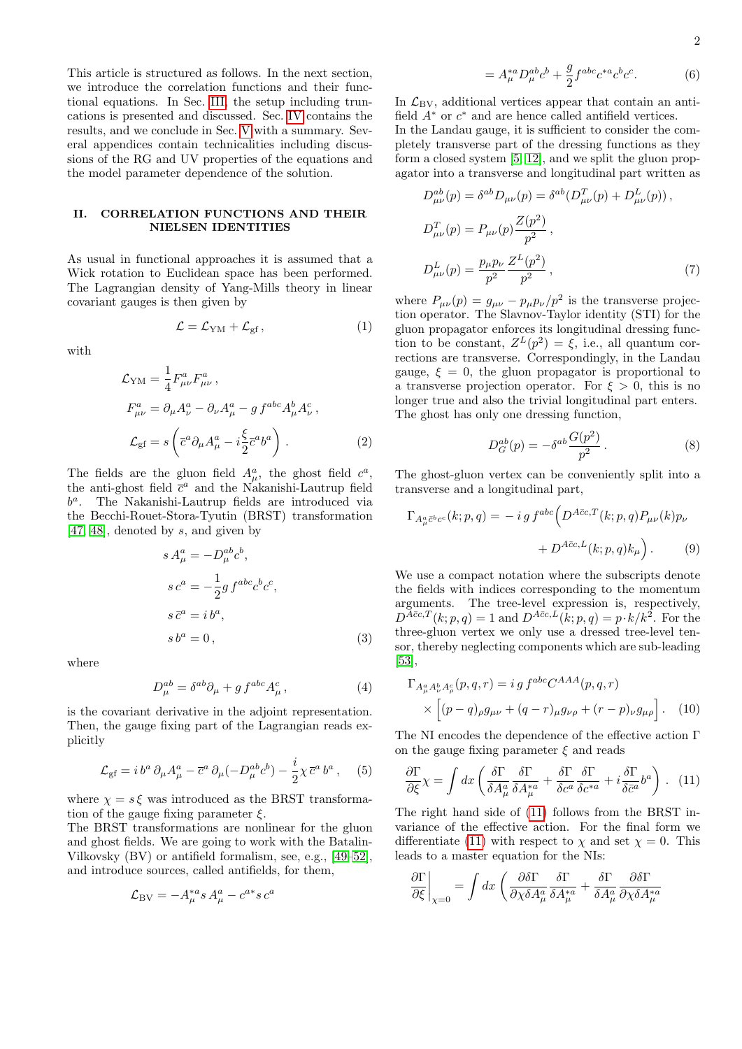This article is structured as follows. In the next section, we introduce the correlation functions and their functional equations. In Sec. III, the setup including truncations is presented and discussed. Sec. IV contains the results, and we conclude in Sec. V with a summary. Several appendices contain technicalities including discussions of the RG and UV properties of the equations and the model parameter dependence of the solution.

## II. CORRELATION FUNCTIONS AND THEIR NIELSEN IDENTITIES

As usual in functional approaches it is assumed that a Wick rotation to Euclidean space has been performed. The Lagrangian density of Yang-Mills theory in linear covariant gauges is then given by

$$\mathcal{L} = \mathcal{L}_{\rm YM} + \mathcal{L}_{\rm gf}\,, \tag{1}$$

with

$$\begin{aligned}
\mathcal{L}_{\rm YM} &= \frac{1}{4} F^a_{\mu\nu} F^a_{\mu\nu}\,,\\
F^a_{\mu\nu} &= \partial_\mu A^a_\nu - \partial_\nu A^a_\mu - g\, f^{abc} A^b_\mu A^c_\nu\,,\\
\mathcal{L}_{\rm gf} &= s\left(\bar{c}^a \partial_\mu A^a_\mu - i\frac{\xi}{2}\bar{c}^a b^a\right).
\end{aligned} \tag{2}$$

The fields are the gluon field $A^a_\mu$, the ghost field $c^a$, the anti-ghost field $\bar{c}^a$ and the Nakanishi-Lautrup field $b^a$. The Nakanishi-Lautrup fields are introduced via the Becchi-Rouet-Stora-Tyutin (BRST) transformation [47, 48], denoted by $s$, and given by

$$\begin{aligned}
s\, A^a_\mu &= -D^{ab}_\mu c^b,\\
s\, c^a &= -\frac{1}{2} g\, f^{abc} c^b c^c,\\
s\, \bar{c}^a &= i\, b^a,\\
s\, b^a &= 0\,,
\end{aligned} \tag{3}$$

where

$$D^{ab}_\mu = \delta^{ab}\partial_\mu + g\, f^{abc} A^c_\mu\,, \tag{4}$$

is the covariant derivative in the adjoint representation. Then, the gauge fixing part of the Lagrangian reads explicitly

$$\mathcal{L}_{\rm gf} = i\, b^a\, \partial_\mu A^a_\mu - \bar{c}^a\, \partial_\mu(-D^{ab}_\mu c^b) - \frac{i}{2}\chi\, \bar{c}^a\, b^a\,, \tag{5}$$

where $\chi = s\,\xi$ was introduced as the BRST transformation of the gauge fixing parameter $\xi$.

The BRST transformations are nonlinear for the gluon and ghost fields. We are going to work with the Batalin-Vilkovsky (BV) or antifield formalism, see, e.g., [49–52], and introduce sources, called antifields, for them,

$$\begin{aligned}
\mathcal{L}_{\rm BV} &= -A^{*a}_\mu s\, A^a_\mu - c^{a*} s\, c^a\\
&= A^{*a}_\mu D^{ab}_\mu c^b + \frac{g}{2} f^{abc} c^{*a} c^b c^c.
\end{aligned} \tag{6}$$

In $\mathcal{L}_{\rm BV}$, additional vertices appear that contain an antifield $A^*$ or $c^*$ and are hence called antifield vertices.

In the Landau gauge, it is sufficient to consider the completely transverse part of the dressing functions as they form a closed system [5, 12], and we split the gluon propagator into a transverse and longitudinal part written as

$$\begin{aligned}
D^{ab}_{\mu\nu}(p) &= \delta^{ab} D_{\mu\nu}(p) = \delta^{ab}(D^T_{\mu\nu}(p) + D^L_{\mu\nu}(p))\,,\\
D^T_{\mu\nu}(p) &= P_{\mu\nu}(p)\frac{Z(p^2)}{p^2}\,,\\
D^L_{\mu\nu}(p) &= \frac{p_\mu p_\nu}{p^2}\frac{Z^L(p^2)}{p^2}\,,
\end{aligned} \tag{7}$$

where $P_{\mu\nu}(p) = g_{\mu\nu} - p_\mu p_\nu/p^2$ is the transverse projection operator. The Slavnov-Taylor identity (STI) for the gluon propagator enforces its longitudinal dressing function to be constant, $Z^L(p^2) = \xi$, i.e., all quantum corrections are transverse. Correspondingly, in the Landau gauge, $\xi = 0$, the gluon propagator is proportional to a transverse projection operator. For $\xi > 0$, this is no longer true and also the trivial longitudinal part enters. The ghost has only one dressing function,

$$D^{ab}_G(p) = -\delta^{ab}\frac{G(p^2)}{p^2}\,. \tag{8}$$

The ghost-gluon vertex can be conveniently split into a transverse and a longitudinal part,

$$\begin{aligned}
\Gamma_{A^a_\mu \bar{c}^b c^c}(k;p,q) = &-i\, g\, f^{abc}\Big(D^{A\bar{c}c,T}(k;p,q) P_{\mu\nu}(k) p_\nu\\
&+ D^{A\bar{c}c,L}(k;p,q) k_\mu\Big)\,.
\end{aligned} \tag{9}$$

We use a compact notation where the subscripts denote the fields with indices corresponding to the momentum arguments. The tree-level expression is, respectively, $D^{A\bar{c}c,T}(k;p,q) = 1$ and $D^{A\bar{c}c,L}(k;p,q) = p\cdot k/k^2$. For the three-gluon vertex we only use a dressed tree-level tensor, thereby neglecting components which are sub-leading [53],

$$\begin{aligned}
\Gamma_{A^a_\mu A^b_\nu A^c_\rho}(p,q,r) &= i\, g\, f^{abc} C^{AAA}(p,q,r)\\
&\times\Big[(p-q)_\rho g_{\mu\nu} + (q-r)_\mu g_{\nu\rho} + (r-p)_\nu g_{\mu\rho}\Big].
\end{aligned} \tag{10}$$

The NI encodes the dependence of the effective action $\Gamma$ on the gauge fixing parameter $\xi$ and reads

$$\frac{\partial\Gamma}{\partial\xi}\chi = \int dx\left(\frac{\delta\Gamma}{\delta A^a_\mu}\frac{\delta\Gamma}{\delta A^{*a}_\mu} + \frac{\delta\Gamma}{\delta c^a}\frac{\delta\Gamma}{\delta c^{*a}} + i\frac{\delta\Gamma}{\delta\bar{c}^a}b^a\right). \tag{11}$$

The right hand side of (11) follows from the BRST invariance of the effective action. For the final form we differentiate (11) with respect to $\chi$ and set $\chi = 0$. This leads to a master equation for the NIs:

$$\frac{\partial\Gamma}{\partial\xi}\bigg|_{\chi=0} = \int dx\left(\frac{\partial\delta\Gamma}{\partial\chi\delta A^a_\mu}\frac{\delta\Gamma}{\delta A^{*a}_\mu} + \frac{\delta\Gamma}{\delta A^a_\mu}\frac{\partial\delta\Gamma}{\partial\chi\delta A^{*a}_\mu}\right.$$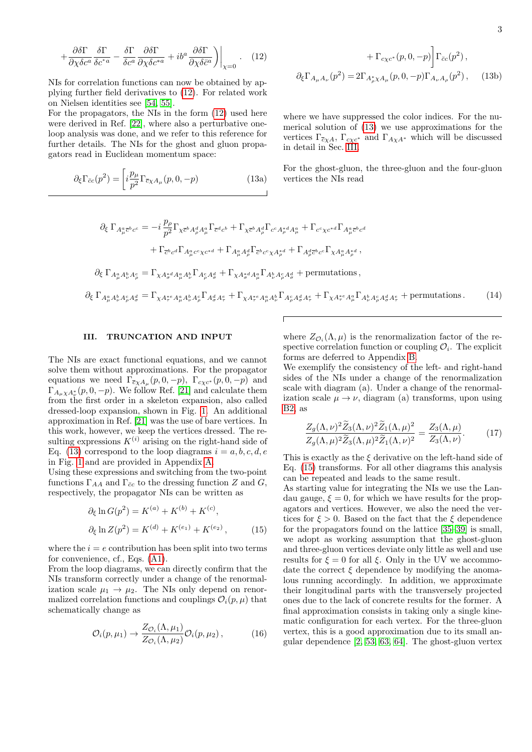$$+\frac{\partial\delta\Gamma}{\partial\chi\delta c^a}\frac{\delta\Gamma}{\delta c^{*a}} - \frac{\delta\Gamma}{\delta c^a}\frac{\partial\delta\Gamma}{\partial\chi\delta c^{*a}} + ib^a\frac{\partial\delta\Gamma}{\partial\chi\delta\bar{c}^a}\Bigg)\Bigg|_{\chi=0} . \qquad (12)$$

NIs for correlation functions can now be obtained by applying further field derivatives to (12). For related work on Nielsen identities see [54, 55].

For the propagators, the NIs in the form (12) used here were derived in Ref. [22], where also a perturbative one-loop analysis was done, and we refer to this reference for further details. The NIs for the ghost and gluon propagators read in Euclidean momentum space:

$$\partial_\xi\Gamma_{\bar{c}c}(p^2) = \left[i\frac{p_\mu}{p^2}\Gamma_{\bar{c}\chi A_\mu}(p,0,-p) + \Gamma_{c\chi c^*}(p,0,-p)\right]\Gamma_{\bar{c}c}(p^2)\,, \qquad (13a)$$

$$\partial_\xi\Gamma_{A_\mu A_\nu}(p^2) = 2\Gamma_{A^*_\rho\chi A_\mu}(p,0,-p)\Gamma_{A_\nu A_\rho}(p^2)\,, \qquad (13b)$$

where we have suppressed the color indices. For the numerical solution of (13) we use approximations for the vertices $\Gamma_{\bar{c}\chi A}$, $\Gamma_{c\chi c^*}$ and $\Gamma_{A\chi A^*}$ which will be discussed in detail in Sec. III.

For the ghost-gluon, the three-gluon and the four-gluon vertices the NIs read

$$\begin{aligned}
\partial_\xi\,\Gamma_{A^a_\mu\bar{c}^b c^c} &= -i\,\frac{p_\rho}{p^2}\Gamma_{\chi\bar{c}^b A^d_\rho A^a_\mu}\Gamma_{\bar{c}^d c^b} + \Gamma_{\chi\bar{c}^b A^d_\rho}\Gamma_{c^c A^{*d}_\rho A^a_\mu} + \Gamma_{c^c\chi c^{*d}}\Gamma_{A^a_\mu\bar{c}^b c^d} \\
&\quad + \Gamma_{\bar{c}^b c^d}\Gamma_{A^a_\mu c^c\chi c^{*d}} + \Gamma_{A^a_\mu A^d_\rho}\Gamma_{\bar{c}^b c^c\chi A^{*d}_\rho} + \Gamma_{A^d_\rho\bar{c}^b c^c}\Gamma_{\chi A^a_\mu A^{*d}_\rho}\,,\\
\partial_\xi\,\Gamma_{A^a_\mu A^b_\nu A^c_\rho} &= \Gamma_{\chi A^{*d}_\sigma A^a_\mu A^b_\nu}\Gamma_{A^c_\rho A^d_\sigma} + \Gamma_{\chi A^{*d}_\sigma A^a_\mu}\Gamma_{A^b_\nu A^c_\rho A^d_\sigma} + \text{permutations}\,,\\
\partial_\xi\,\Gamma_{A^a_\mu A^b_\nu A^c_\rho A^d_\sigma} &= \Gamma_{\chi A^{*e}_\tau A^a_\mu A^b_\nu A^c_\rho}\Gamma_{A^d_\sigma A^e_\tau} + \Gamma_{\chi A^{*e}_\tau A^a_\mu A^b_\nu}\Gamma_{A^c_\rho A^d_\sigma A^e_\tau} + \Gamma_{\chi A^{*e}_\tau A^a_\mu}\Gamma_{A^b_\nu A^c_\rho A^d_\sigma A^e_\tau} + \text{permutations}.
\end{aligned} \qquad (14)$$

## III. TRUNCATION AND INPUT

The NIs are exact functional equations, and we cannot solve them without approximations. For the propagator equations we need $\Gamma_{\bar{c}\chi A_\mu}(p,0,-p)$, $\Gamma_{c\chi c^*}(p,0,-p)$ and $\Gamma_{A_\mu\chi A^*_\nu}(p,0,-p)$. We follow Ref. [21] and calculate them from the first order in a skeleton expansion, also called dressed-loop expansion, shown in Fig. 1. An additional approximation in Ref. [21] was the use of bare vertices. In this work, however, we keep the vertices dressed. The resulting expressions $K^{(i)}$ arising on the right-hand side of Eq. (13) correspond to the loop diagrams $i = a, b, c, d, e$ in Fig. 1 and are provided in Appendix A.

Using these expressions and switching from the two-point functions $\Gamma_{AA}$ and $\Gamma_{\bar{c}c}$ to the dressing function $Z$ and $G$, respectively, the propagator NIs can be written as

$$\begin{aligned}
\partial_\xi \ln G(p^2) &= K^{(a)} + K^{(b)} + K^{(c)},\\
\partial_\xi \ln Z(p^2) &= K^{(d)} + K^{(e_1)} + K^{(e_2)}\,,
\end{aligned} \qquad (15)$$

where the $i = e$ contribution has been split into two terms for convenience, cf., Eqs. (A1).

From the loop diagrams, we can directly confirm that the NIs transform correctly under a change of the renormalization scale $\mu_1 \to \mu_2$. The NIs only depend on renormalized correlation functions and couplings $\mathcal{O}_i(p,\mu)$ that schematically change as

$$\mathcal{O}_i(p,\mu_1) \to \frac{Z_{\mathcal{O}_i}(\Lambda,\mu_1)}{Z_{\mathcal{O}_i}(\Lambda,\mu_2)}\mathcal{O}_i(p,\mu_2)\,, \qquad (16)$$

where $Z_{\mathcal{O}_i}(\Lambda,\mu)$ is the renormalization factor of the respective correlation function or coupling $\mathcal{O}_i$. The explicit forms are deferred to Appendix B.

We exemplify the consistency of the left- and right-hand sides of the NIs under a change of the renormalization scale with diagram (a). Under a change of the renormalization scale $\mu \to \nu$, diagram (a) transforms, upon using B2, as

$$\frac{Z_g(\Lambda,\nu)^2\widetilde{Z}_3(\Lambda,\nu)^2\widetilde{Z}_1(\Lambda,\mu)^2}{Z_g(\Lambda,\mu)^2\widetilde{Z}_3(\Lambda,\mu)^2\widetilde{Z}_1(\Lambda,\nu)^2} = \frac{Z_3(\Lambda,\mu)}{Z_3(\Lambda,\nu)}. \qquad (17)$$

This is exactly as the $\xi$ derivative on the left-hand side of Eq. (15) transforms. For all other diagrams this analysis can be repeated and leads to the same result.

As starting value for integrating the NIs we use the Landau gauge, $\xi = 0$, for which we have results for the propagators and vertices. However, we also the need the vertices for $\xi > 0$. Based on the fact that the $\xi$ dependence for the propagators found on the lattice [35–39] is small, we adopt as working assumption that the ghost-gluon and three-gluon vertices deviate only little as well and use results for $\xi = 0$ for all $\xi$. Only in the UV we accommodate the correct $\xi$ dependence by modifying the anomalous running accordingly. In addition, we approximate their longitudinal parts with the transversely projected ones due to the lack of concrete results for the former. A final approximation consists in taking only a single kinematic configuration for each vertex. For the three-gluon vertex, this is a good approximation due to its small angular dependence [2, 53, 63, 64]. The ghost-gluon vertex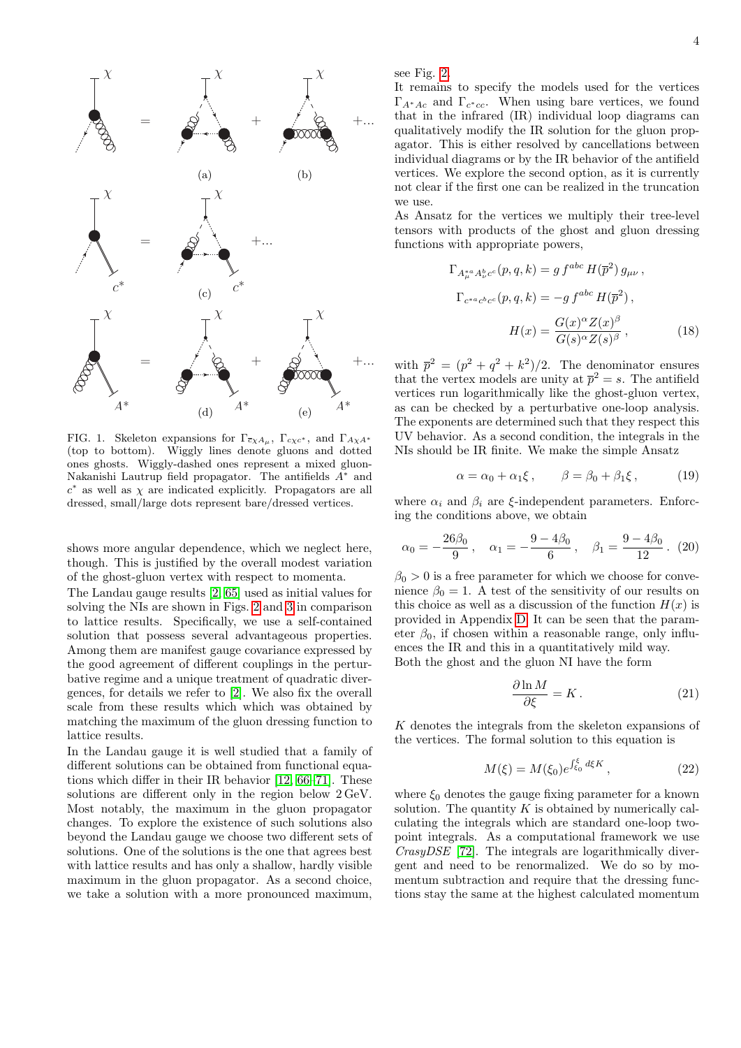FIG. 1. Skeleton expansions for $\Gamma_{\bar{c}\chi A_\mu}$, $\Gamma_{c\chi c^*}$, and $\Gamma_{A\chi A^*}$ (top to bottom). Wiggly lines denote gluons and dotted ones ghosts. Wiggly-dashed ones represent a mixed gluon-Nakanishi Lautrup field propagator. The antifields $A^*$ and $c^*$ as well as $\chi$ are indicated explicitly. Propagators are all dressed, small/large dots represent bare/dressed vertices.

shows more angular dependence, which we neglect here, though. This is justified by the overall modest variation of the ghost-gluon vertex with respect to momenta.

The Landau gauge results [2, 65] used as initial values for solving the NIs are shown in Figs. 2 and 3 in comparison to lattice results. Specifically, we use a self-contained solution that possess several advantageous properties. Among them are manifest gauge covariance expressed by the good agreement of different couplings in the perturbative regime and a unique treatment of quadratic divergences, for details we refer to [2]. We also fix the overall scale from these results which which was obtained by matching the maximum of the gluon dressing function to lattice results.

In the Landau gauge it is well studied that a family of different solutions can be obtained from functional equations which differ in their IR behavior [12, 66–71]. These solutions are different only in the region below 2 GeV. Most notably, the maximum in the gluon propagator changes. To explore the existence of such solutions also beyond the Landau gauge we choose two different sets of solutions. One of the solutions is the one that agrees best with lattice results and has only a shallow, hardly visible maximum in the gluon propagator. As a second choice, we take a solution with a more pronounced maximum, see Fig. 2.

It remains to specify the models used for the vertices $\Gamma_{A^*Ac}$ and $\Gamma_{c^*cc}$. When using bare vertices, we found that in the infrared (IR) individual loop diagrams can qualitatively modify the IR solution for the gluon propagator. This is either resolved by cancellations between individual diagrams or by the IR behavior of the antifield vertices. We explore the second option, as it is currently not clear if the first one can be realized in the truncation we use.

As Ansatz for the vertices we multiply their tree-level tensors with products of the ghost and gluon dressing functions with appropriate powers,

$$
\begin{aligned}
\Gamma_{A^{*a}_\mu A^b_\nu c^c}(p,q,k) &= g\, f^{abc}\, H(\overline{p}^2)\, g_{\mu\nu}\,, \\
\Gamma_{c^{*a} c^b c^c}(p,q,k) &= -g\, f^{abc}\, H(\overline{p}^2)\,, \\
H(x) &= \frac{G(x)^\alpha Z(x)^\beta}{G(s)^\alpha Z(s)^\beta}\,, 
\end{aligned}
\tag{18}
$$

with $\overline{p}^2 = (p^2+q^2+k^2)/2$. The denominator ensures that the vertex models are unity at $\overline{p}^2 = s$. The antifield vertices run logarithmically like the ghost-gluon vertex, as can be checked by a perturbative one-loop analysis. The exponents are determined such that they respect this UV behavior. As a second condition, the integrals in the NIs should be IR finite. We make the simple Ansatz

$$
\alpha = \alpha_0 + \alpha_1 \xi\,, \qquad \beta = \beta_0 + \beta_1 \xi\,, \tag{19}
$$

where $\alpha_i$ and $\beta_i$ are $\xi$-independent parameters. Enforcing the conditions above, we obtain

$$
\alpha_0 = -\frac{26\beta_0}{9}\,, \quad \alpha_1 = -\frac{9-4\beta_0}{6}\,, \quad \beta_1 = \frac{9-4\beta_0}{12}\,. \tag{20}
$$

$\beta_0 > 0$ is a free parameter for which we choose for convenience $\beta_0 = 1$. A test of the sensitivity of our results on this choice as well as a discussion of the function $H(x)$ is provided in Appendix D. It can be seen that the parameter $\beta_0$, if chosen within a reasonable range, only influences the IR and this in a quantitatively mild way.

Both the ghost and the gluon NI have the form

$$
\frac{\partial \ln M}{\partial \xi} = K\,. \tag{21}
$$

$K$ denotes the integrals from the skeleton expansions of the vertices. The formal solution to this equation is

$$
M(\xi) = M(\xi_0) e^{\int_{\xi_0}^{\xi} d\xi K}\,, \tag{22}
$$

where $\xi_0$ denotes the gauge fixing parameter for a known solution. The quantity $K$ is obtained by numerically calculating the integrals which are standard one-loop two-point integrals. As a computational framework we use *CrasyDSE* [72]. The integrals are logarithmically divergent and need to be renormalized. We do so by momentum subtraction and require that the dressing functions stay the same at the highest calculated momentum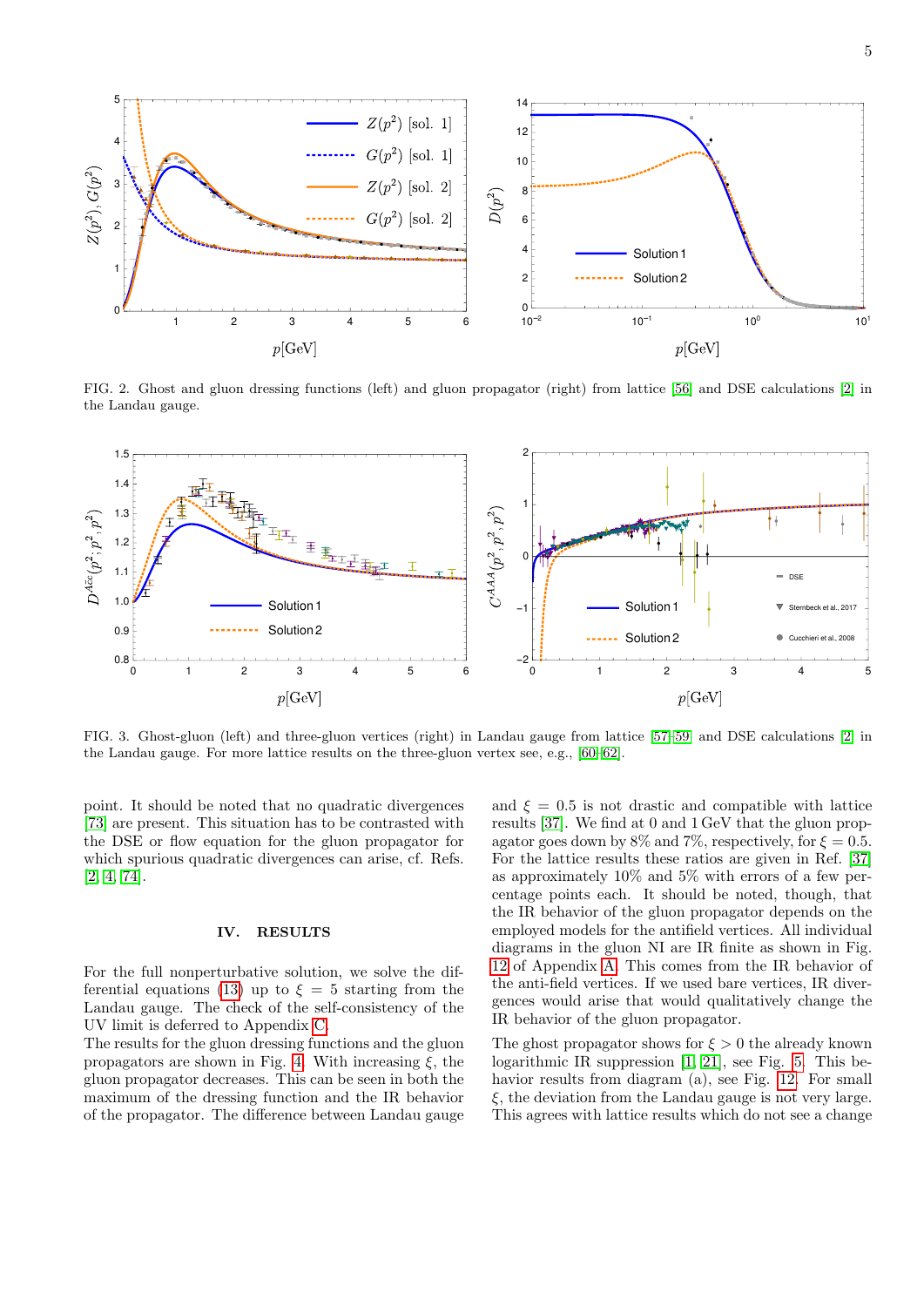FIG. 2. Ghost and gluon dressing functions (left) and gluon propagator (right) from lattice [56] and DSE calculations [2] in the Landau gauge.

FIG. 3. Ghost-gluon (left) and three-gluon vertices (right) in Landau gauge from lattice [57–59] and DSE calculations [2] in the Landau gauge. For more lattice results on the three-gluon vertex see, e.g., [60–62].

point. It should be noted that no quadratic divergences [73] are present. This situation has to be contrasted with the DSE or flow equation for the gluon propagator for which spurious quadratic divergences can arise, cf. Refs. [2, 4, 74].

## IV. RESULTS

For the full nonperturbative solution, we solve the differential equations (13) up to $\xi = 5$ starting from the Landau gauge. The check of the self-consistency of the UV limit is deferred to Appendix C.

The results for the gluon dressing functions and the gluon propagators are shown in Fig. 4. With increasing $\xi$, the gluon propagator decreases. This can be seen in both the maximum of the dressing function and the IR behavior of the propagator. The difference between Landau gauge and $\xi = 0.5$ is not drastic and compatible with lattice results [37]. We find at 0 and 1 GeV that the gluon propagator goes down by 8% and 7%, respectively, for $\xi = 0.5$. For the lattice results these ratios are given in Ref. [37] as approximately 10% and 5% with errors of a few percentage points each. It should be noted, though, that the IR behavior of the gluon propagator depends on the employed models for the antifield vertices. All individual diagrams in the gluon NI are IR finite as shown in Fig. 12 of Appendix A. This comes from the IR behavior of the anti-field vertices. If we used bare vertices, IR divergences would arise that would qualitatively change the IR behavior of the gluon propagator.

The ghost propagator shows for $\xi > 0$ the already known logarithmic IR suppression [1, 21], see Fig. 5. This behavior results from diagram (a), see Fig. 12. For small $\xi$, the deviation from the Landau gauge is not very large. This agrees with lattice results which do not see a change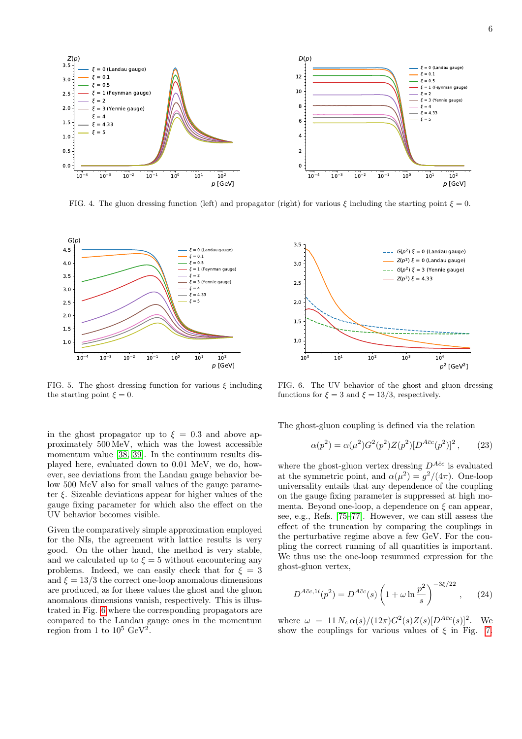FIG. 4. The gluon dressing function (left) and propagator (right) for various $\xi$ including the starting point $\xi = 0$.

FIG. 5. The ghost dressing function for various $\xi$ including the starting point $\xi = 0$.

FIG. 6. The UV behavior of the ghost and gluon dressing functions for $\xi = 3$ and $\xi = 13/3$, respectively.

in the ghost propagator up to $\xi = 0.3$ and above approximately 500 MeV, which was the lowest accessible momentum value [38, 39]. In the continuum results displayed here, evaluated down to 0.01 MeV, we do, however, see deviations from the Landau gauge behavior below 500 MeV also for small values of the gauge parameter $\xi$. Sizeable deviations appear for higher values of the gauge fixing parameter for which also the effect on the UV behavior becomes visible.

Given the comparatively simple approximation employed for the NIs, the agreement with lattice results is very good. On the other hand, the method is very stable, and we calculated up to $\xi = 5$ without encountering any problems. Indeed, we can easily check that for $\xi = 3$ and $\xi = 13/3$ the correct one-loop anomalous dimensions are produced, as for these values the ghost and the gluon anomalous dimensions vanish, respectively. This is illustrated in Fig. 6 where the corresponding propagators are compared to the Landau gauge ones in the momentum region from 1 to $10^5$ GeV$^2$.

The ghost-gluon coupling is defined via the relation

$$\alpha(p^2) = \alpha(\mu^2) G^2(p^2) Z(p^2) [D^{A\bar{c}c}(p^2)]^2 \,, \qquad (23)$$

where the ghost-gluon vertex dressing $D^{A\bar{c}c}$ is evaluated at the symmetric point, and $\alpha(\mu^2) = g^2/(4\pi)$. One-loop universality entails that any dependence of the coupling on the gauge fixing parameter is suppressed at high momenta. Beyond one-loop, a dependence on $\xi$ can appear, see, e.g., Refs. [75–77]. However, we can still assess the effect of the truncation by comparing the couplings in the perturbative regime above a few GeV. For the coupling the correct running of all quantities is important. We thus use the one-loop resummed expression for the ghost-gluon vertex,

$$D^{A\bar{c}c,1l}(p^2) = D^{A\bar{c}c}(s) \left(1 + \omega \ln \frac{p^2}{s}\right)^{-3\xi/22} \,, \qquad (24)$$

where $\omega = 11\, N_c\, \alpha(s)/(12\pi) G^2(s) Z(s) [D^{A\bar{c}c}(s)]^2$. We show the couplings for various values of $\xi$ in Fig. 7.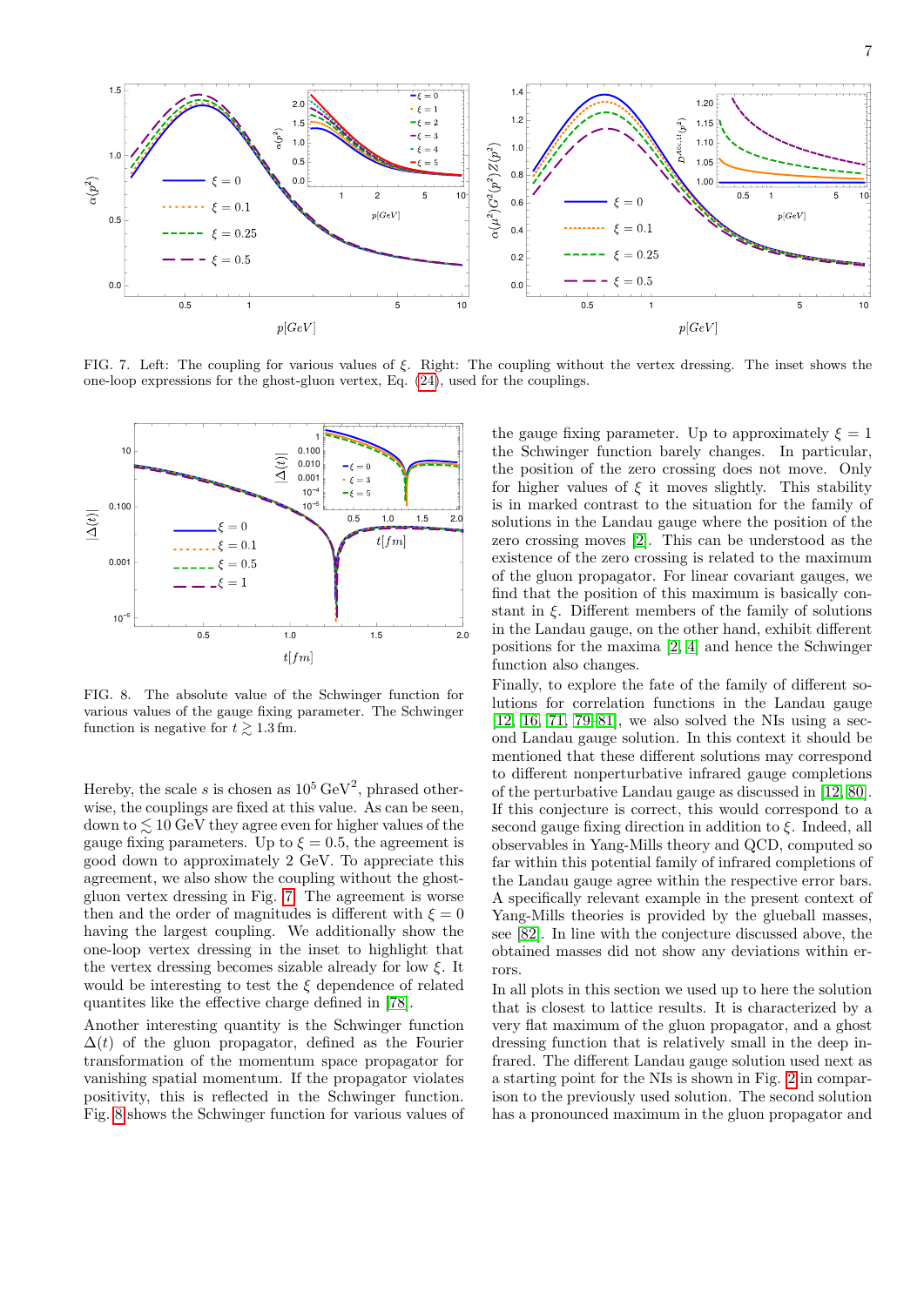FIG. 7. Left: The coupling for various values of $\xi$. Right: The coupling without the vertex dressing. The inset shows the one-loop expressions for the ghost-gluon vertex, Eq. (24), used for the couplings.

FIG. 8. The absolute value of the Schwinger function for various values of the gauge fixing parameter. The Schwinger function is negative for $t \gtrsim 1.3\,\text{fm}$.

Hereby, the scale $s$ is chosen as $10^5\,\text{GeV}^2$, phrased otherwise, the couplings are fixed at this value. As can be seen, down to $\lesssim 10\,\text{GeV}$ they agree even for higher values of the gauge fixing parameters. Up to $\xi = 0.5$, the agreement is good down to approximately 2 GeV. To appreciate this agreement, we also show the coupling without the ghost-gluon vertex dressing in Fig. 7. The agreement is worse then and the order of magnitudes is different with $\xi = 0$ having the largest coupling. We additionally show the one-loop vertex dressing in the inset to highlight that the vertex dressing becomes sizable already for low $\xi$. It would be interesting to test the $\xi$ dependence of related quantites like the effective charge defined in [78].

Another interesting quantity is the Schwinger function $\Delta(t)$ of the gluon propagator, defined as the Fourier transformation of the momentum space propagator for vanishing spatial momentum. If the propagator violates positivity, this is reflected in the Schwinger function. Fig. 8 shows the Schwinger function for various values of the gauge fixing parameter. Up to approximately $\xi = 1$ the Schwinger function barely changes. In particular, the position of the zero crossing does not move. Only for higher values of $\xi$ it moves slightly. This stability is in marked contrast to the situation for the family of solutions in the Landau gauge where the position of the zero crossing moves [2]. This can be understood as the existence of the zero crossing is related to the maximum of the gluon propagator. For linear covariant gauges, we find that the position of this maximum is basically constant in $\xi$. Different members of the family of solutions in the Landau gauge, on the other hand, exhibit different positions for the maxima [2, 4] and hence the Schwinger function also changes.

Finally, to explore the fate of the family of different solutions for correlation functions in the Landau gauge [12, 16, 71, 79–81], we also solved the NIs using a second Landau gauge solution. In this context it should be mentioned that these different solutions may correspond to different nonperturbative infrared gauge completions of the perturbative Landau gauge as discussed in [12, 80]. If this conjecture is correct, this would correspond to a second gauge fixing direction in addition to $\xi$. Indeed, all observables in Yang-Mills theory and QCD, computed so far within this potential family of infrared completions of the Landau gauge agree within the respective error bars. A specifically relevant example in the present context of Yang-Mills theories is provided by the glueball masses, see [82]. In line with the conjecture discussed above, the obtained masses did not show any deviations within errors.

In all plots in this section we used up to here the solution that is closest to lattice results. It is characterized by a very flat maximum of the gluon propagator, and a ghost dressing function that is relatively small in the deep infrared. The different Landau gauge solution used next as a starting point for the NIs is shown in Fig. 2 in comparison to the previously used solution. The second solution has a pronounced maximum in the gluon propagator and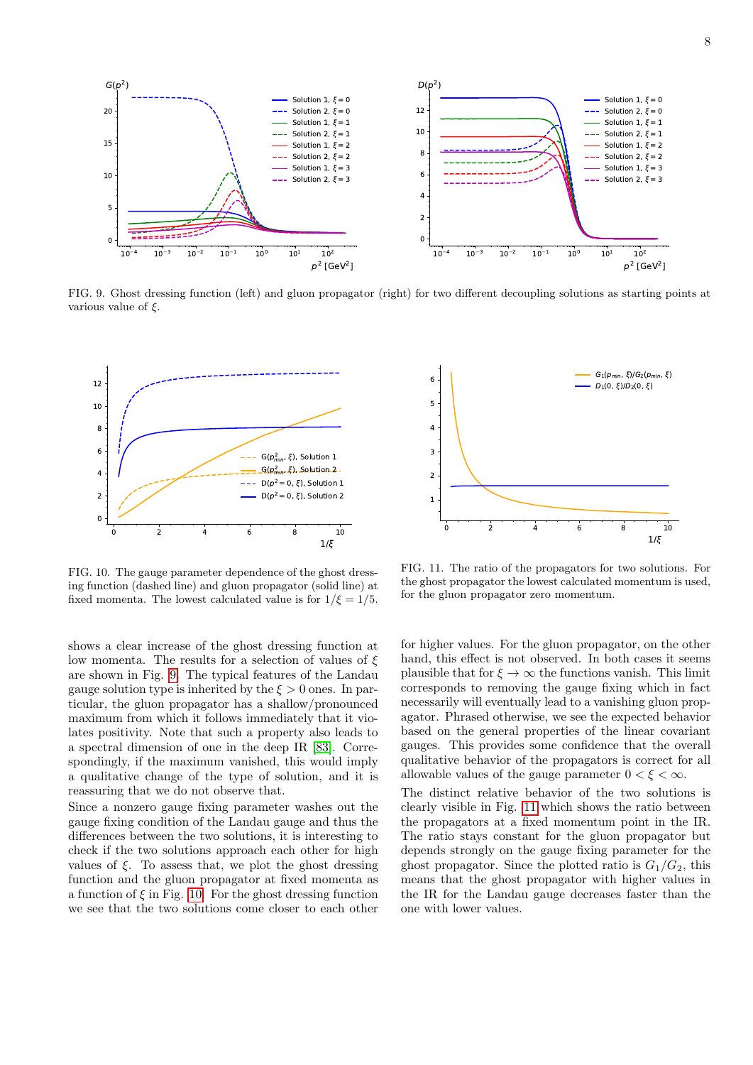FIG. 9. Ghost dressing function (left) and gluon propagator (right) for two different decoupling solutions as starting points at various value of $\xi$.

FIG. 10. The gauge parameter dependence of the ghost dressing function (dashed line) and gluon propagator (solid line) at fixed momenta. The lowest calculated value is for $1/\xi = 1/5$.

FIG. 11. The ratio of the propagators for two solutions. For the ghost propagator the lowest calculated momentum is used, for the gluon propagator zero momentum.

shows a clear increase of the ghost dressing function at low momenta. The results for a selection of values of $\xi$ are shown in Fig. 9. The typical features of the Landau gauge solution type is inherited by the $\xi > 0$ ones. In particular, the gluon propagator has a shallow/pronounced maximum from which it follows immediately that it violates positivity. Note that such a property also leads to a spectral dimension of one in the deep IR [83]. Correspondingly, if the maximum vanished, this would imply a qualitative change of the type of solution, and it is reassuring that we do not observe that.

Since a nonzero gauge fixing parameter washes out the gauge fixing condition of the Landau gauge and thus the differences between the two solutions, it is interesting to check if the two solutions approach each other for high values of $\xi$. To assess that, we plot the ghost dressing function and the gluon propagator at fixed momenta as a function of $\xi$ in Fig. 10. For the ghost dressing function we see that the two solutions come closer to each other for higher values. For the gluon propagator, on the other hand, this effect is not observed. In both cases it seems plausible that for $\xi \to \infty$ the functions vanish. This limit corresponds to removing the gauge fixing which in fact necessarily will eventually lead to a vanishing gluon propagator. Phrased otherwise, we see the expected behavior based on the general properties of the linear covariant gauges. This provides some confidence that the overall qualitative behavior of the propagators is correct for all allowable values of the gauge parameter $0 < \xi < \infty$.

The distinct relative behavior of the two solutions is clearly visible in Fig. 11 which shows the ratio between the propagators at a fixed momentum point in the IR. The ratio stays constant for the gluon propagator but depends strongly on the gauge fixing parameter for the ghost propagator. Since the plotted ratio is $G_1/G_2$, this means that the ghost propagator with higher values in the IR for the Landau gauge decreases faster than the one with lower values.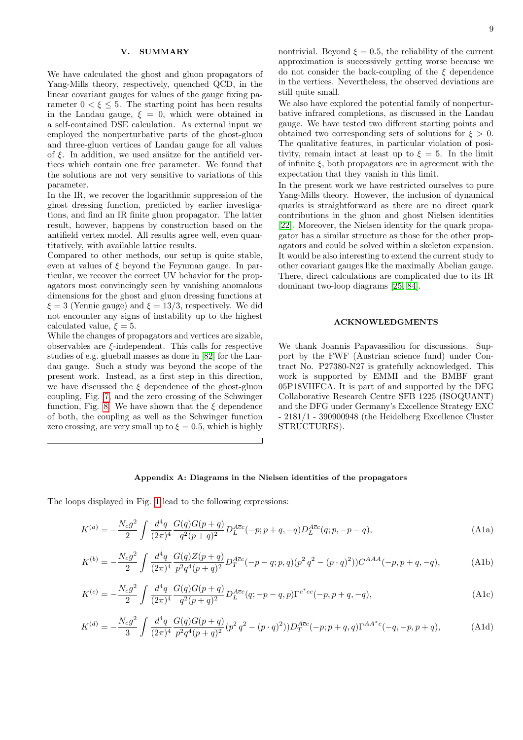## V. SUMMARY

We have calculated the ghost and gluon propagators of Yang-Mills theory, respectively, quenched QCD, in the linear covariant gauges for values of the gauge fixing parameter $0 < \xi \leq 5$. The starting point has been results in the Landau gauge, $\xi = 0$, which were obtained in a self-contained DSE calculation. As external input we employed the nonperturbative parts of the ghost-gluon and three-gluon vertices of Landau gauge for all values of $\xi$. In addition, we used ansätze for the antifield vertices which contain one free parameter. We found that the solutions are not very sensitive to variations of this parameter.

In the IR, we recover the logarithmic suppression of the ghost dressing function, predicted by earlier investigations, and find an IR finite gluon propagator. The latter result, however, happens by construction based on the antifield vertex model. All results agree well, even quantitatively, with available lattice results.

Compared to other methods, our setup is quite stable, even at values of $\xi$ beyond the Feynman gauge. In particular, we recover the correct UV behavior for the propagators most convincingly seen by vanishing anomalous dimensions for the ghost and gluon dressing functions at $\xi = 3$ (Yennie gauge) and $\xi = 13/3$, respectively. We did not encounter any signs of instability up to the highest calculated value, $\xi = 5$.

While the changes of propagators and vertices are sizable, observables are $\xi$-independent. This calls for respective studies of e.g. glueball masses as done in [82] for the Landau gauge. Such a study was beyond the scope of the present work. Instead, as a first step in this direction, we have discussed the $\xi$ dependence of the ghost-gluon coupling, Fig. 7, and the zero crossing of the Schwinger function, Fig. 8. We have shown that the $\xi$ dependence of both, the coupling as well as the Schwinger function zero crossing, are very small up to $\xi = 0.5$, which is highly nontrivial. Beyond $\xi = 0.5$, the reliability of the current approximation is successively getting worse because we do not consider the back-coupling of the $\xi$ dependence in the vertices. Nevertheless, the observed deviations are still quite small.

We also have explored the potential family of nonperturbative infrared completions, as discussed in the Landau gauge. We have tested two different starting points and obtained two corresponding sets of solutions for $\xi > 0$. The qualitative features, in particular violation of positivity, remain intact at least up to $\xi = 5$. In the limit of infinite $\xi$, both propagators are in agreement with the expectation that they vanish in this limit.

In the present work we have restricted ourselves to pure Yang-Mills theory. However, the inclusion of dynamical quarks is straightforward as there are no direct quark contributions in the gluon and ghost Nielsen identities [22]. Moreover, the Nielsen identity for the quark propagator has a similar structure as those for the other propagators and could be solved within a skeleton expansion. It would be also interesting to extend the current study to other covariant gauges like the maximally Abelian gauge. There, direct calculations are complicated due to its IR dominant two-loop diagrams [25, 84].

## ACKNOWLEDGMENTS

We thank Joannis Papavassiliou for discussions. Support by the FWF (Austrian science fund) under Contract No. P27380-N27 is gratefully acknowledged. This work is supported by EMMI and the BMBF grant 05P18VHFCA. It is part of and supported by the DFG Collaborative Research Centre SFB 1225 (ISOQUANT) and the DFG under Germany's Excellence Strategy EXC - 2181/1 - 390900948 (the Heidelberg Excellence Cluster STRUCTURES).

## Appendix A: Diagrams in the Nielsen identities of the propagators

The loops displayed in Fig. 1 lead to the following expressions:

$$K^{(a)} = -\frac{N_c g^2}{2} \int \frac{d^4q}{(2\pi)^4} \frac{G(q)G(p+q)}{q^2(p+q)^2} D_L^{A\bar{c}c}(-p; p+q, -q) D_L^{A\bar{c}c}(q; p, -p-q), \tag{A1a}$$

$$K^{(b)} = -\frac{N_c g^2}{2} \int \frac{d^4q}{(2\pi)^4} \frac{G(q)Z(p+q)}{p^2 q^4 (p+q)^2} D_T^{A\bar{c}c}(-p-q; p, q)(p^2\, q^2 - (p\cdot q)^2)) C^{AAA}(-p, p+q, -q), \tag{A1b}$$

$$K^{(c)} = -\frac{N_c g^2}{2} \int \frac{d^4q}{(2\pi)^4} \frac{G(q)G(p+q)}{q^2(p+q)^2} D_L^{A\bar{c}c}(q; -p-q, p) \Gamma^{c^* cc}(-p, p+q, -q), \tag{A1c}$$

$$K^{(d)} = -\frac{N_c g^2}{3} \int \frac{d^4q}{(2\pi)^4} \frac{G(q)G(p+q)}{p^2 q^4 (p+q)^2} (p^2\, q^2 - (p\cdot q)^2)) D_T^{A\bar{c}c}(-p; p+q, q) \Gamma^{AA^* c}(-q, -p, p+q), \tag{A1d}$$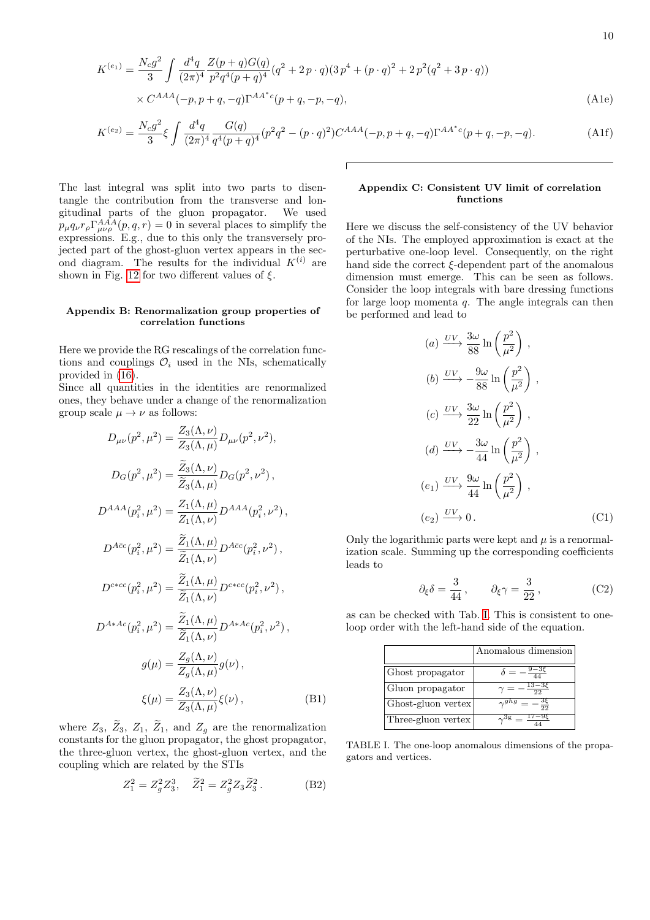$$K^{(e_1)} = \frac{N_c g^2}{3} \int \frac{d^4q}{(2\pi)^4} \frac{Z(p+q)G(q)}{p^2 q^4 (p+q)^4} (q^2 + 2\, p\cdot q)(3\, p^4 + (p\cdot q)^2 + 2\, p^2(q^2 + 3\, p\cdot q))$$
$$\times\, C^{AAA}(-p, p+q, -q)\Gamma^{AA^*c}(p+q, -p, -q), \tag{A1e}$$

$$K^{(e_2)} = \frac{N_c g^2}{3}\xi \int \frac{d^4q}{(2\pi)^4} \frac{G(q)}{q^4(p+q)^4}(p^2q^2 - (p\cdot q)^2) C^{AAA}(-p, p+q, -q)\Gamma^{AA^*c}(p+q, -p, -q). \tag{A1f}$$

The last integral was split into two parts to disentangle the contribution from the transverse and longitudinal parts of the gluon propagator. We used $p_\mu q_\nu r_\rho \Gamma^{AAA}_{\mu\nu\rho}(p, q, r) = 0$ in several places to simplify the expressions. E.g., due to this only the transversely projected part of the ghost-gluon vertex appears in the second diagram. The results for the individual $K^{(i)}$ are shown in Fig. 12 for two different values of $\xi$.

## Appendix B: Renormalization group properties of correlation functions

Here we provide the RG rescalings of the correlation functions and couplings $\mathcal{O}_i$ used in the NIs, schematically provided in (16).

Since all quantities in the identities are renormalized ones, they behave under a change of the renormalization group scale $\mu \to \nu$ as follows:

$$D_{\mu\nu}(p^2, \mu^2) = \frac{Z_3(\Lambda, \nu)}{Z_3(\Lambda, \mu)} D_{\mu\nu}(p^2, \nu^2),$$

$$D_G(p^2, \mu^2) = \frac{\widetilde{Z}_3(\Lambda, \nu)}{\widetilde{Z}_3(\Lambda, \mu)} D_G(p^2, \nu^2),$$

$$D^{AAA}(p_i^2, \mu^2) = \frac{Z_1(\Lambda, \mu)}{Z_1(\Lambda, \nu)} D^{AAA}(p_i^2, \nu^2),$$

$$D^{A\bar{c}c}(p_i^2, \mu^2) = \frac{\widetilde{Z}_1(\Lambda, \mu)}{\widetilde{Z}_1(\Lambda, \nu)} D^{A\bar{c}c}(p_i^2, \nu^2),$$

$$D^{c*cc}(p_i^2, \mu^2) = \frac{\widetilde{Z}_1(\Lambda, \mu)}{\widetilde{Z}_1(\Lambda, \nu)} D^{c*cc}(p_i^2, \nu^2),$$

$$D^{A*Ac}(p_i^2, \mu^2) = \frac{\widetilde{Z}_1(\Lambda, \mu)}{\widetilde{Z}_1(\Lambda, \nu)} D^{A*Ac}(p_i^2, \nu^2),$$

$$g(\mu) = \frac{Z_g(\Lambda, \nu)}{Z_g(\Lambda, \mu)} g(\nu),$$

$$\xi(\mu) = \frac{Z_3(\Lambda, \nu)}{Z_3(\Lambda, \mu)} \xi(\nu), \tag{B1}$$

where $Z_3$, $\widetilde{Z}_3$, $Z_1$, $\widetilde{Z}_1$, and $Z_g$ are the renormalization constants for the gluon propagator, the ghost propagator, the three-gluon vertex, the ghost-gluon vertex, and the coupling which are related by the STIs

$$Z_1^2 = Z_g^2 Z_3^3, \quad \widetilde{Z}_1^2 = Z_g^2 Z_3 \widetilde{Z}_3^2. \tag{B2}$$

## Appendix C: Consistent UV limit of correlation functions

Here we discuss the self-consistency of the UV behavior of the NIs. The employed approximation is exact at the perturbative one-loop level. Consequently, on the right hand side the correct $\xi$-dependent part of the anomalous dimension must emerge. This can be seen as follows. Consider the loop integrals with bare dressing functions for large loop momenta $q$. The angle integrals can then be performed and lead to

$$(a) \xrightarrow{UV} \frac{3\omega}{88} \ln\left(\frac{p^2}{\mu^2}\right),$$
$$(b) \xrightarrow{UV} -\frac{9\omega}{88} \ln\left(\frac{p^2}{\mu^2}\right),$$
$$(c) \xrightarrow{UV} \frac{3\omega}{22} \ln\left(\frac{p^2}{\mu^2}\right),$$
$$(d) \xrightarrow{UV} -\frac{3\omega}{44} \ln\left(\frac{p^2}{\mu^2}\right),$$
$$(e_1) \xrightarrow{UV} \frac{9\omega}{44} \ln\left(\frac{p^2}{\mu^2}\right),$$
$$(e_2) \xrightarrow{UV} 0. \tag{C1}$$

Only the logarithmic parts were kept and $\mu$ is a renormalization scale. Summing up the corresponding coefficients leads to

$$\partial_\xi \delta = \frac{3}{44}, \qquad \partial_\xi \gamma = \frac{3}{22}, \tag{C2}$$

as can be checked with Tab. I. This is consistent to one-loop order with the left-hand side of the equation.

| | Anomalous dimension |
|---|---|
| Ghost propagator | $\delta = -\frac{9-3\xi}{44}$ |
| Gluon propagator | $\gamma = -\frac{13-3\xi}{22}$ |
| Ghost-gluon vertex | $\gamma^{ghg} = -\frac{3\xi}{22}$ |
| Three-gluon vertex | $\gamma^{3g} = \frac{17-9\xi}{44}$ |

TABLE I. The one-loop anomalous dimensions of the propagators and vertices.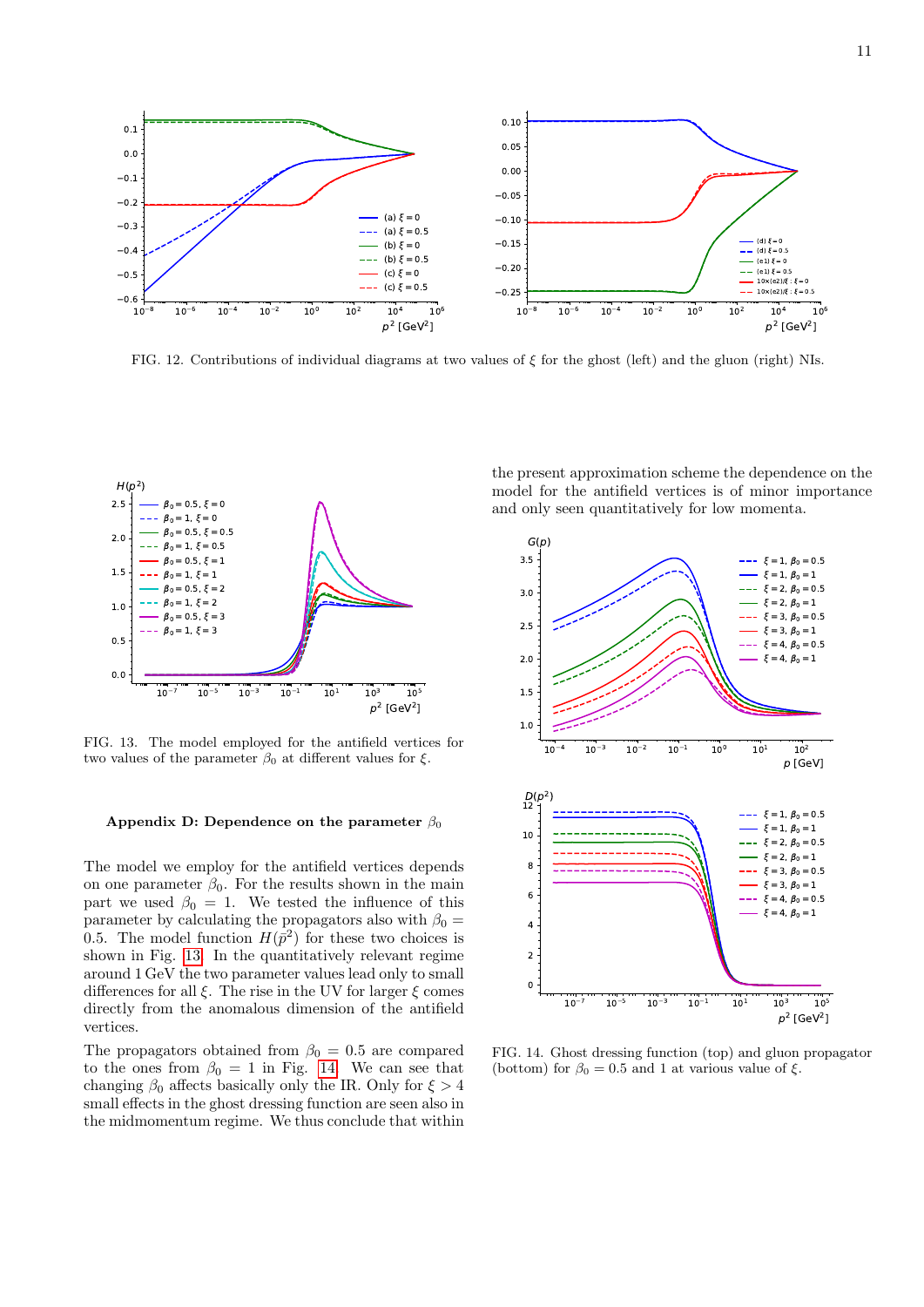FIG. 12. Contributions of individual diagrams at two values of $\xi$ for the ghost (left) and the gluon (right) NIs.

FIG. 13. The model employed for the antifield vertices for two values of the parameter $\beta_0$ at different values for $\xi$.

## Appendix D: Dependence on the parameter $\beta_0$

The model we employ for the antifield vertices depends on one parameter $\beta_0$. For the results shown in the main part we used $\beta_0 = 1$. We tested the influence of this parameter by calculating the propagators also with $\beta_0 = 0.5$. The model function $H(\bar{p}^2)$ for these two choices is shown in Fig. 13. In the quantitatively relevant regime around 1 GeV the two parameter values lead only to small differences for all $\xi$. The rise in the UV for larger $\xi$ comes directly from the anomalous dimension of the antifield vertices.

The propagators obtained from $\beta_0 = 0.5$ are compared to the ones from $\beta_0 = 1$ in Fig. 14. We can see that changing $\beta_0$ affects basically only the IR. Only for $\xi > 4$ small effects in the ghost dressing function are seen also in the midmomentum regime. We thus conclude that within the present approximation scheme the dependence on the model for the antifield vertices is of minor importance and only seen quantitatively for low momenta.

FIG. 14. Ghost dressing function (top) and gluon propagator (bottom) for $\beta_0 = 0.5$ and 1 at various value of $\xi$.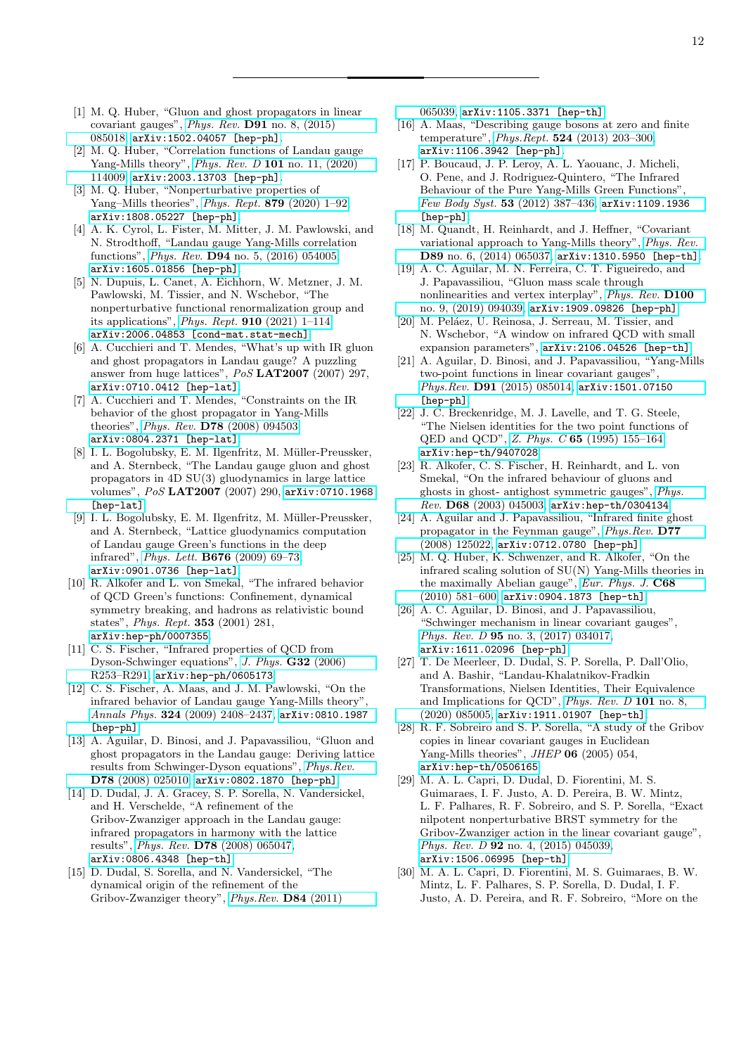[1] M. Q. Huber, "Gluon and ghost propagators in linear covariant gauges", *Phys. Rev.* **D91** no. 8, (2015) 085018, arXiv:1502.04057 [hep-ph].

[2] M. Q. Huber, "Correlation functions of Landau gauge Yang-Mills theory", *Phys. Rev. D* **101** no. 11, (2020) 114009, arXiv:2003.13703 [hep-ph].

[3] M. Q. Huber, "Nonperturbative properties of Yang–Mills theories", *Phys. Rept.* **879** (2020) 1–92, arXiv:1808.05227 [hep-ph].

[4] A. K. Cyrol, L. Fister, M. Mitter, J. M. Pawlowski, and N. Strodthoff, "Landau gauge Yang-Mills correlation functions", *Phys. Rev.* **D94** no. 5, (2016) 054005, arXiv:1605.01856 [hep-ph].

[5] N. Dupuis, L. Canet, A. Eichhorn, W. Metzner, J. M. Pawlowski, M. Tissier, and N. Wschebor, "The nonperturbative functional renormalization group and its applications", *Phys. Rept.* **910** (2021) 1–114, arXiv:2006.04853 [cond-mat.stat-mech].

[6] A. Cucchieri and T. Mendes, "What's up with IR gluon and ghost propagators in Landau gauge? A puzzling answer from huge lattices", *PoS* **LAT2007** (2007) 297, arXiv:0710.0412 [hep-lat].

[7] A. Cucchieri and T. Mendes, "Constraints on the IR behavior of the ghost propagator in Yang-Mills theories", *Phys. Rev.* **D78** (2008) 094503, arXiv:0804.2371 [hep-lat].

[8] I. L. Bogolubsky, E. M. Ilgenfritz, M. Müller-Preussker, and A. Sternbeck, "The Landau gauge gluon and ghost propagators in 4D SU(3) gluodynamics in large lattice volumes", *PoS* **LAT2007** (2007) 290, arXiv:0710.1968 [hep-lat].

[9] I. L. Bogolubsky, E. M. Ilgenfritz, M. Müller-Preussker, and A. Sternbeck, "Lattice gluodynamics computation of Landau gauge Green's functions in the deep infrared", *Phys. Lett.* **B676** (2009) 69–73, arXiv:0901.0736 [hep-lat].

[10] R. Alkofer and L. von Smekal, "The infrared behavior of QCD Green's functions: Confinement, dynamical symmetry breaking, and hadrons as relativistic bound states", *Phys. Rept.* **353** (2001) 281, arXiv:hep-ph/0007355.

[11] C. S. Fischer, "Infrared properties of QCD from Dyson-Schwinger equations", *J. Phys.* **G32** (2006) R253–R291, arXiv:hep-ph/0605173.

[12] C. S. Fischer, A. Maas, and J. M. Pawlowski, "On the infrared behavior of Landau gauge Yang-Mills theory", *Annals Phys.* **324** (2009) 2408–2437, arXiv:0810.1987 [hep-ph].

[13] A. Aguilar, D. Binosi, and J. Papavassiliou, "Gluon and ghost propagators in the Landau gauge: Deriving lattice results from Schwinger-Dyson equations", *Phys.Rev.* **D78** (2008) 025010, arXiv:0802.1870 [hep-ph].

[14] D. Dudal, J. A. Gracey, S. P. Sorella, N. Vandersickel, and H. Verschelde, "A refinement of the Gribov-Zwanziger approach in the Landau gauge: infrared propagators in harmony with the lattice results", *Phys. Rev.* **D78** (2008) 065047, arXiv:0806.4348 [hep-th].

[15] D. Dudal, S. Sorella, and N. Vandersickel, "The dynamical origin of the refinement of the Gribov-Zwanziger theory", *Phys.Rev.* **D84** (2011) 065039, arXiv:1105.3371 [hep-th].

[16] A. Maas, "Describing gauge bosons at zero and finite temperature", *Phys.Rept.* **524** (2013) 203–300, arXiv:1106.3942 [hep-ph].

[17] P. Boucaud, J. P. Leroy, A. L. Yaouanc, J. Micheli, O. Pene, and J. Rodriguez-Quintero, "The Infrared Behaviour of the Pure Yang-Mills Green Functions", *Few Body Syst.* **53** (2012) 387–436, arXiv:1109.1936 [hep-ph].

[18] M. Quandt, H. Reinhardt, and J. Heffner, "Covariant variational approach to Yang-Mills theory", *Phys. Rev.* **D89** no. 6, (2014) 065037, arXiv:1310.5950 [hep-th].

[19] A. C. Aguilar, M. N. Ferreira, C. T. Figueiredo, and J. Papavassiliou, "Gluon mass scale through nonlinearities and vertex interplay", *Phys. Rev.* **D100** no. 9, (2019) 094039, arXiv:1909.09826 [hep-ph].

[20] M. Peláez, U. Reinosa, J. Serreau, M. Tissier, and N. Wschebor, "A window on infrared QCD with small expansion parameters", arXiv:2106.04526 [hep-th].

[21] A. Aguilar, D. Binosi, and J. Papavassiliou, "Yang-Mills two-point functions in linear covariant gauges", *Phys.Rev.* **D91** (2015) 085014, arXiv:1501.07150 [hep-ph].

[22] J. C. Breckenridge, M. J. Lavelle, and T. G. Steele, "The Nielsen identities for the two point functions of QED and QCD", *Z. Phys. C* **65** (1995) 155–164, arXiv:hep-th/9407028.

[23] R. Alkofer, C. S. Fischer, H. Reinhardt, and L. von Smekal, "On the infrared behaviour of gluons and ghosts in ghost- antighost symmetric gauges", *Phys. Rev.* **D68** (2003) 045003, arXiv:hep-th/0304134.

[24] A. Aguilar and J. Papavassiliou, "Infrared finite ghost propagator in the Feynman gauge", *Phys.Rev.* **D77** (2008) 125022, arXiv:0712.0780 [hep-ph].

[25] M. Q. Huber, K. Schwenzer, and R. Alkofer, "On the infrared scaling solution of SU(N) Yang-Mills theories in the maximally Abelian gauge", *Eur. Phys. J.* **C68** (2010) 581–600, arXiv:0904.1873 [hep-th].

[26] A. C. Aguilar, D. Binosi, and J. Papavassiliou, "Schwinger mechanism in linear covariant gauges", *Phys. Rev. D* **95** no. 3, (2017) 034017, arXiv:1611.02096 [hep-ph].

[27] T. De Meerleer, D. Dudal, S. P. Sorella, P. Dall'Olio, and A. Bashir, "Landau-Khalatnikov-Fradkin Transformations, Nielsen Identities, Their Equivalence and Implications for QCD", *Phys. Rev. D* **101** no. 8, (2020) 085005, arXiv:1911.01907 [hep-th].

[28] R. F. Sobreiro and S. P. Sorella, "A study of the Gribov copies in linear covariant gauges in Euclidean Yang-Mills theories", *JHEP* **06** (2005) 054, arXiv:hep-th/0506165.

[29] M. A. L. Capri, D. Dudal, D. Fiorentini, M. S. Guimaraes, I. F. Justo, A. D. Pereira, B. W. Mintz, L. F. Palhares, R. F. Sobreiro, and S. P. Sorella, "Exact nilpotent nonperturbative BRST symmetry for the Gribov-Zwanziger action in the linear covariant gauge", *Phys. Rev. D* **92** no. 4, (2015) 045039, arXiv:1506.06995 [hep-th].

[30] M. A. L. Capri, D. Fiorentini, M. S. Guimaraes, B. W. Mintz, L. F. Palhares, S. P. Sorella, D. Dudal, I. F. Justo, A. D. Pereira, and R. F. Sobreiro, "More on the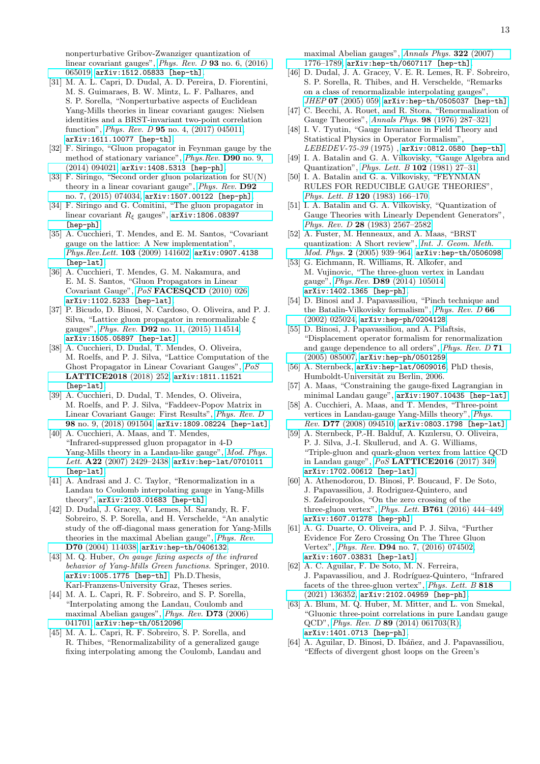nonperturbative Gribov-Zwanziger quantization of linear covariant gauges", *Phys. Rev. D* **93** no. 6, (2016) 065019, arXiv:1512.05833 [hep-th].

[31] M. A. L. Capri, D. Dudal, A. D. Pereira, D. Fiorentini, M. S. Guimaraes, B. W. Mintz, L. F. Palhares, and S. P. Sorella, "Nonperturbative aspects of Euclidean Yang-Mills theories in linear covariant gauges: Nielsen identities and a BRST-invariant two-point correlation function", *Phys. Rev. D* **95** no. 4, (2017) 045011, arXiv:1611.10077 [hep-th].

[32] F. Siringo, "Gluon propagator in Feynman gauge by the method of stationary variance", *Phys.Rev.* **D90** no. 9, (2014) 094021, arXiv:1408.5313 [hep-ph].

[33] F. Siringo, "Second order gluon polarization for SU(N) theory in a linear covariant gauge", *Phys. Rev.* **D92** no. 7, (2015) 074034, arXiv:1507.00122 [hep-ph].

[34] F. Siringo and G. Comitini, "The gluon propagator in linear covariant $R_\xi$ gauges", arXiv:1806.08397 [hep-ph].

[35] A. Cucchieri, T. Mendes, and E. M. Santos, "Covariant gauge on the lattice: A New implementation", *Phys.Rev.Lett.* **103** (2009) 141602, arXiv:0907.4138 [hep-lat].

[36] A. Cucchieri, T. Mendes, G. M. Nakamura, and E. M. S. Santos, "Gluon Propagators in Linear Covariant Gauge", *PoS* **FACESQCD** (2010) 026, arXiv:1102.5233 [hep-lat].

[37] P. Bicudo, D. Binosi, N. Cardoso, O. Oliveira, and P. J. Silva, "Lattice gluon propagator in renormalizable $\xi$ gauges", *Phys. Rev.* **D92** no. 11, (2015) 114514, arXiv:1505.05897 [hep-lat].

[38] A. Cucchieri, D. Dudal, T. Mendes, O. Oliveira, M. Roelfs, and P. J. Silva, "Lattice Computation of the Ghost Propagator in Linear Covariant Gauges", *PoS* **LATTICE2018** (2018) 252, arXiv:1811.11521 [hep-lat].

[39] A. Cucchieri, D. Dudal, T. Mendes, O. Oliveira, M. Roelfs, and P. J. Silva, "Faddeev-Popov Matrix in Linear Covariant Gauge: First Results", *Phys. Rev. D* **98** no. 9, (2018) 091504, arXiv:1809.08224 [hep-lat].

[40] A. Cucchieri, A. Maas, and T. Mendes, "Infrared-suppressed gluon propagator in 4-D Yang-Mills theory in a Landau-like gauge", *Mod. Phys. Lett.* **A22** (2007) 2429–2438, arXiv:hep-lat/0701011 [hep-lat].

[41] A. Andrasi and J. C. Taylor, "Renormalization in a Landau to Coulomb interpolating gauge in Yang-Mills theory", arXiv:2103.01683 [hep-th].

[42] D. Dudal, J. Gracey, V. Lemes, M. Sarandy, R. F. Sobreiro, S. P. Sorella, and H. Verschelde, "An analytic study of the off-diagonal mass generation for Yang-Mills theories in the maximal Abelian gauge", *Phys. Rev.* **D70** (2004) 114038, arXiv:hep-th/0406132.

[43] M. Q. Huber, *On gauge fixing aspects of the infrared behavior of Yang-Mills Green functions*. Springer, 2010. arXiv:1005.1775 [hep-th]. Ph.D.Thesis, Karl-Franzens-University Graz, Theses series.

[44] M. A. L. Capri, R. F. Sobreiro, and S. P. Sorella, "Interpolating among the Landau, Coulomb and maximal Abelian gauges", *Phys. Rev.* **D73** (2006) 041701, arXiv:hep-th/0512096.

[45] M. A. L. Capri, R. F. Sobreiro, S. P. Sorella, and R. Thibes, "Renormalizability of a generalized gauge fixing interpolating among the Coulomb, Landau and maximal Abelian gauges", *Annals Phys.* **322** (2007) 1776–1789, arXiv:hep-th/0607117 [hep-th].

[46] D. Dudal, J. A. Gracey, V. E. R. Lemes, R. F. Sobreiro, S. P. Sorella, R. Thibes, and H. Verschelde, "Remarks on a class of renormalizable interpolating gauges", *JHEP* **07** (2005) 059, arXiv:hep-th/0505037 [hep-th].

[47] C. Becchi, A. Rouet, and R. Stora, "Renormalization of Gauge Theories", *Annals Phys.* **98** (1976) 287–321.

[48] I. V. Tyutin, "Gauge Invariance in Field Theory and Statistical Physics in Operator Formalism", *LEBEDEV-75-39* (1975) , arXiv:0812.0580 [hep-th].

[49] I. A. Batalin and G. A. Vilkovisky, "Gauge Algebra and Quantization", *Phys. Lett. B* **102** (1981) 27–31.

[50] I. A. Batalin and G. a. Vilkovisky, "FEYNMAN RULES FOR REDUCIBLE GAUGE THEORIES", *Phys. Lett. B* **120** (1983) 166–170.

[51] I. A. Batalin and G. A. Vilkovisky, "Quantization of Gauge Theories with Linearly Dependent Generators", *Phys. Rev. D* **28** (1983) 2567–2582.

[52] A. Fuster, M. Henneaux, and A. Maas, "BRST quantization: A Short review", *Int. J. Geom. Meth. Mod. Phys.* **2** (2005) 939–964, arXiv:hep-th/0506098.

[53] G. Eichmann, R. Williams, R. Alkofer, and M. Vujinovic, "The three-gluon vertex in Landau gauge", *Phys.Rev.* **D89** (2014) 105014, arXiv:1402.1365 [hep-ph].

[54] D. Binosi and J. Papavassiliou, "Pinch technique and the Batalin-Vilkovisky formalism", *Phys. Rev. D* **66** (2002) 025024, arXiv:hep-ph/0204128.

[55] D. Binosi, J. Papavassiliou, and A. Pilaftsis, "Displacement operator formalism for renormalization and gauge dependence to all orders", *Phys. Rev. D* **71** (2005) 085007, arXiv:hep-ph/0501259.

[56] A. Sternbeck, arXiv:hep-lat/0609016. PhD thesis, Humboldt-Universität zu Berlin, 2006.

[57] A. Maas, "Constraining the gauge-fixed Lagrangian in minimal Landau gauge", arXiv:1907.10435 [hep-lat].

[58] A. Cucchieri, A. Maas, and T. Mendes, "Three-point vertices in Landau-gauge Yang-Mills theory", *Phys. Rev.* **D77** (2008) 094510, arXiv:0803.1798 [hep-lat].

[59] A. Sternbeck, P.-H. Balduf, A. Kızılersu, O. Oliveira, P. J. Silva, J.-I. Skullerud, and A. G. Williams, "Triple-gluon and quark-gluon vertex from lattice QCD in Landau gauge", *PoS* **LATTICE2016** (2017) 349, arXiv:1702.00612 [hep-lat].

[60] A. Athenodorou, D. Binosi, P. Boucaud, F. De Soto, J. Papavassiliou, J. Rodriguez-Quintero, and S. Zafeiropoulos, "On the zero crossing of the three-gluon vertex", *Phys. Lett.* **B761** (2016) 444–449, arXiv:1607.01278 [hep-ph].

[61] A. G. Duarte, O. Oliveira, and P. J. Silva, "Further Evidence For Zero Crossing On The Three Gluon Vertex", *Phys. Rev.* **D94** no. 7, (2016) 074502, arXiv:1607.03831 [hep-lat].

[62] A. C. Aguilar, F. De Soto, M. N. Ferreira, J. Papavassiliou, and J. Rodríguez-Quintero, "Infrared facets of the three-gluon vertex", *Phys. Lett. B* **818** (2021) 136352, arXiv:2102.04959 [hep-ph].

[63] A. Blum, M. Q. Huber, M. Mitter, and L. von Smekal, "Gluonic three-point correlations in pure Landau gauge QCD", *Phys. Rev. D* **89** (2014) 061703(R), arXiv:1401.0713 [hep-ph].

[64] A. Aguilar, D. Binosi, D. Ibáñez, and J. Papavassiliou, "Effects of divergent ghost loops on the Green's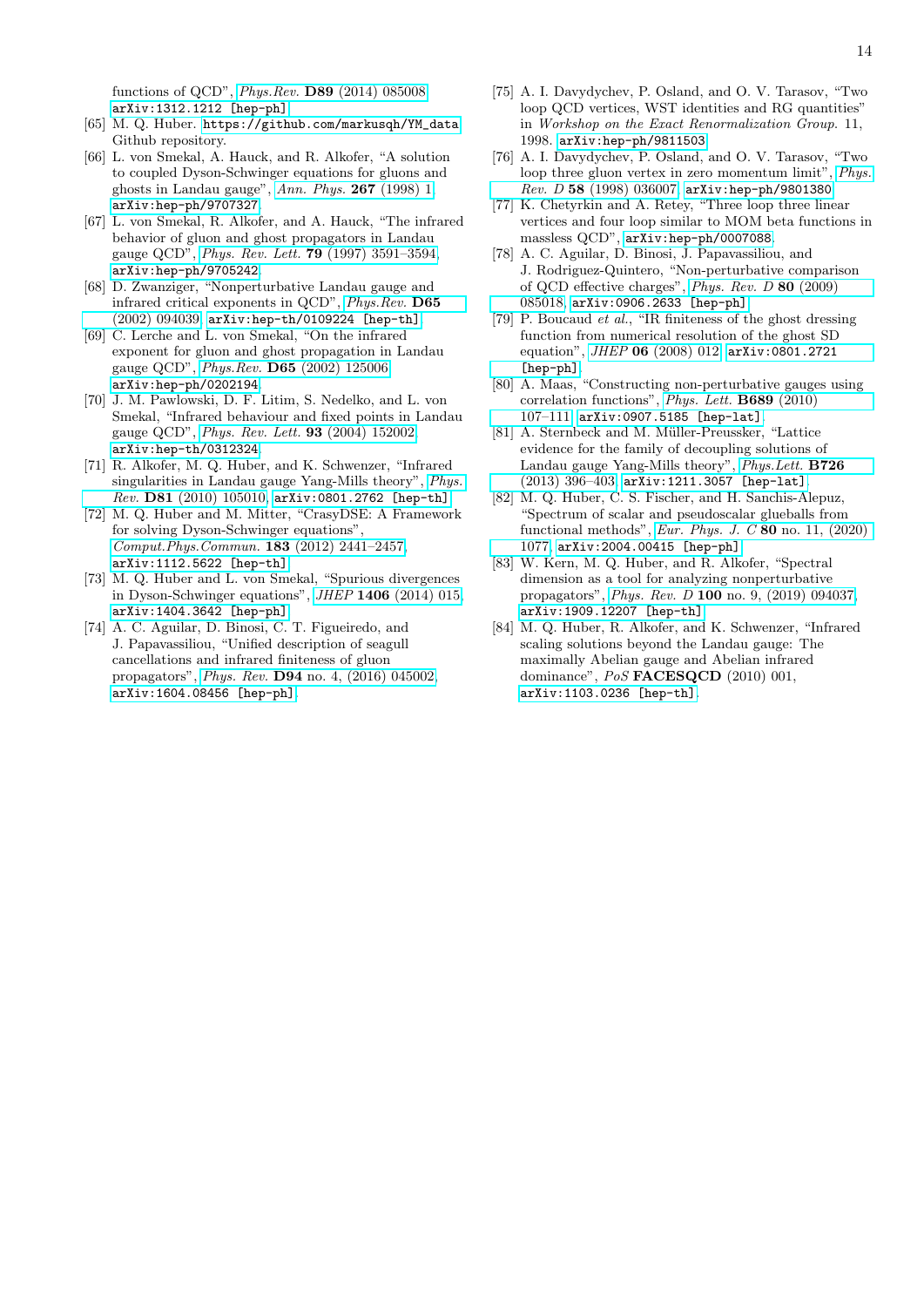functions of QCD", *Phys.Rev.* **D89** (2014) 085008, arXiv:1312.1212 [hep-ph].

[65] M. Q. Huber. https://github.com/markusqh/YM_data. Github repository.

[66] L. von Smekal, A. Hauck, and R. Alkofer, "A solution to coupled Dyson-Schwinger equations for gluons and ghosts in Landau gauge", *Ann. Phys.* **267** (1998) 1, arXiv:hep-ph/9707327.

[67] L. von Smekal, R. Alkofer, and A. Hauck, "The infrared behavior of gluon and ghost propagators in Landau gauge QCD", *Phys. Rev. Lett.* **79** (1997) 3591–3594, arXiv:hep-ph/9705242.

[68] D. Zwanziger, "Nonperturbative Landau gauge and infrared critical exponents in QCD", *Phys.Rev.* **D65** (2002) 094039, arXiv:hep-th/0109224 [hep-th].

[69] C. Lerche and L. von Smekal, "On the infrared exponent for gluon and ghost propagation in Landau gauge QCD", *Phys.Rev.* **D65** (2002) 125006, arXiv:hep-ph/0202194.

[70] J. M. Pawlowski, D. F. Litim, S. Nedelko, and L. von Smekal, "Infrared behaviour and fixed points in Landau gauge QCD", *Phys. Rev. Lett.* **93** (2004) 152002, arXiv:hep-th/0312324.

[71] R. Alkofer, M. Q. Huber, and K. Schwenzer, "Infrared singularities in Landau gauge Yang-Mills theory", *Phys. Rev.* **D81** (2010) 105010, arXiv:0801.2762 [hep-th].

[72] M. Q. Huber and M. Mitter, "CrasyDSE: A Framework for solving Dyson-Schwinger equations", *Comput.Phys.Commun.* **183** (2012) 2441–2457, arXiv:1112.5622 [hep-th].

[73] M. Q. Huber and L. von Smekal, "Spurious divergences in Dyson-Schwinger equations", *JHEP* **1406** (2014) 015, arXiv:1404.3642 [hep-ph].

[74] A. C. Aguilar, D. Binosi, C. T. Figueiredo, and J. Papavassiliou, "Unified description of seagull cancellations and infrared finiteness of gluon propagators", *Phys. Rev.* **D94** no. 4, (2016) 045002, arXiv:1604.08456 [hep-ph].

[75] A. I. Davydychev, P. Osland, and O. V. Tarasov, "Two loop QCD vertices, WST identities and RG quantities" in *Workshop on the Exact Renormalization Group*. 11, 1998. arXiv:hep-ph/9811503.

[76] A. I. Davydychev, P. Osland, and O. V. Tarasov, "Two loop three gluon vertex in zero momentum limit", *Phys. Rev. D* **58** (1998) 036007, arXiv:hep-ph/9801380.

[77] K. Chetyrkin and A. Retey, "Three loop three linear vertices and four loop similar to MOM beta functions in massless QCD", arXiv:hep-ph/0007088.

[78] A. C. Aguilar, D. Binosi, J. Papavassiliou, and J. Rodriguez-Quintero, "Non-perturbative comparison of QCD effective charges", *Phys. Rev. D* **80** (2009) 085018, arXiv:0906.2633 [hep-ph].

[79] P. Boucaud *et al.*, "IR finiteness of the ghost dressing function from numerical resolution of the ghost SD equation", *JHEP* **06** (2008) 012, arXiv:0801.2721 [hep-ph].

[80] A. Maas, "Constructing non-perturbative gauges using correlation functions", *Phys. Lett.* **B689** (2010) 107–111, arXiv:0907.5185 [hep-lat].

[81] A. Sternbeck and M. Müller-Preussker, "Lattice evidence for the family of decoupling solutions of Landau gauge Yang-Mills theory", *Phys.Lett.* **B726** (2013) 396–403, arXiv:1211.3057 [hep-lat].

[82] M. Q. Huber, C. S. Fischer, and H. Sanchis-Alepuz, "Spectrum of scalar and pseudoscalar glueballs from functional methods", *Eur. Phys. J. C* **80** no. 11, (2020) 1077, arXiv:2004.00415 [hep-ph].

[83] W. Kern, M. Q. Huber, and R. Alkofer, "Spectral dimension as a tool for analyzing nonperturbative propagators", *Phys. Rev. D* **100** no. 9, (2019) 094037, arXiv:1909.12207 [hep-th].

[84] M. Q. Huber, R. Alkofer, and K. Schwenzer, "Infrared scaling solutions beyond the Landau gauge: The maximally Abelian gauge and Abelian infrared dominance", *PoS* **FACESQCD** (2010) 001, arXiv:1103.0236 [hep-th].